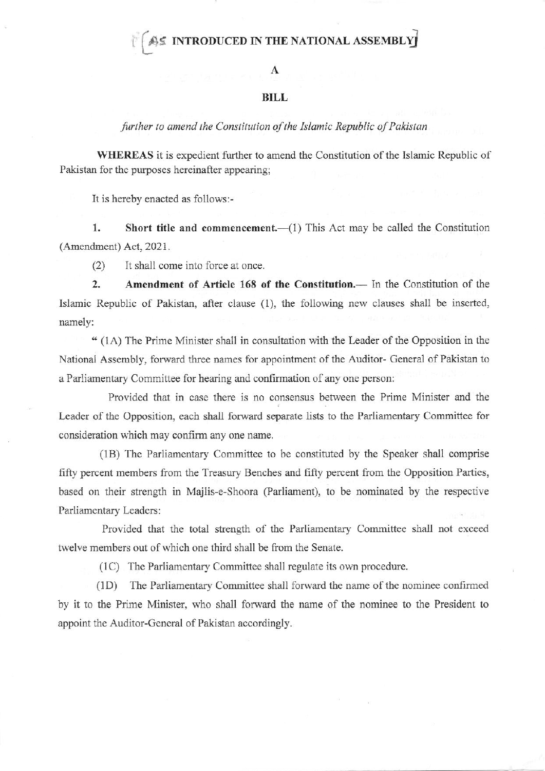# [AS INTRODUCED IN THE NATIONAL ASSEMBLY]

## A

## BILL

*further to amend the Constitution of the Islamic Republic of Pakistan*

**WHEREAS** it is expedient further to amend the Constitution of the Islamic Republic of Pakistan for the purposes hereinafter appearing;

It is hereby enacted as follows:-

1. **Short title and commencement.**—(1) This Act may be called the Constitution (Amendment) Act, 2021.

(2) It shall come into force at once.

2. **Amendment of Article 168 of the Constitution.**— In the Constitution of the Islamic Republic of Pakistan, after clause (1), the following new clauses shall be inserted, namely:

" (1A) The Prime Minister shall in consultation with the Leader of the Opposition in the National Assembly, forward three names for appointment of the Auditor- General of Pakistan to a Parliamentary Committee for hearing and confirmation of any one person:

Provided that in case there is no consensus between the Prime Minister and the Leader of the Opposition, each shall forward separate lists to the Parliamentary Committee for consideration which may confirm any one name.

(1B) The Parliamentary Committee to be constituted by the Speaker shall comprise fifty percent members from the Treasury Benches and fifty percent from the Opposition Parties, based on their strength in Majlis-e-Shoora (Parliament), to be nominated by the respective Parliamentary Leaders:

Provided that the total strength of the Parliamentary Committee shall not exceed twelve members out of which one third shall be from the Senate.

(1C) The Parliamentary Committee shall regulate its own procedure.

(1D) The Parliamentary Committee shall forward the name of the nominee confirmed by it to the Prime Minister, who shall forward the name of the nominee to the President to appoint the Auditor-General of Pakistan accordingly.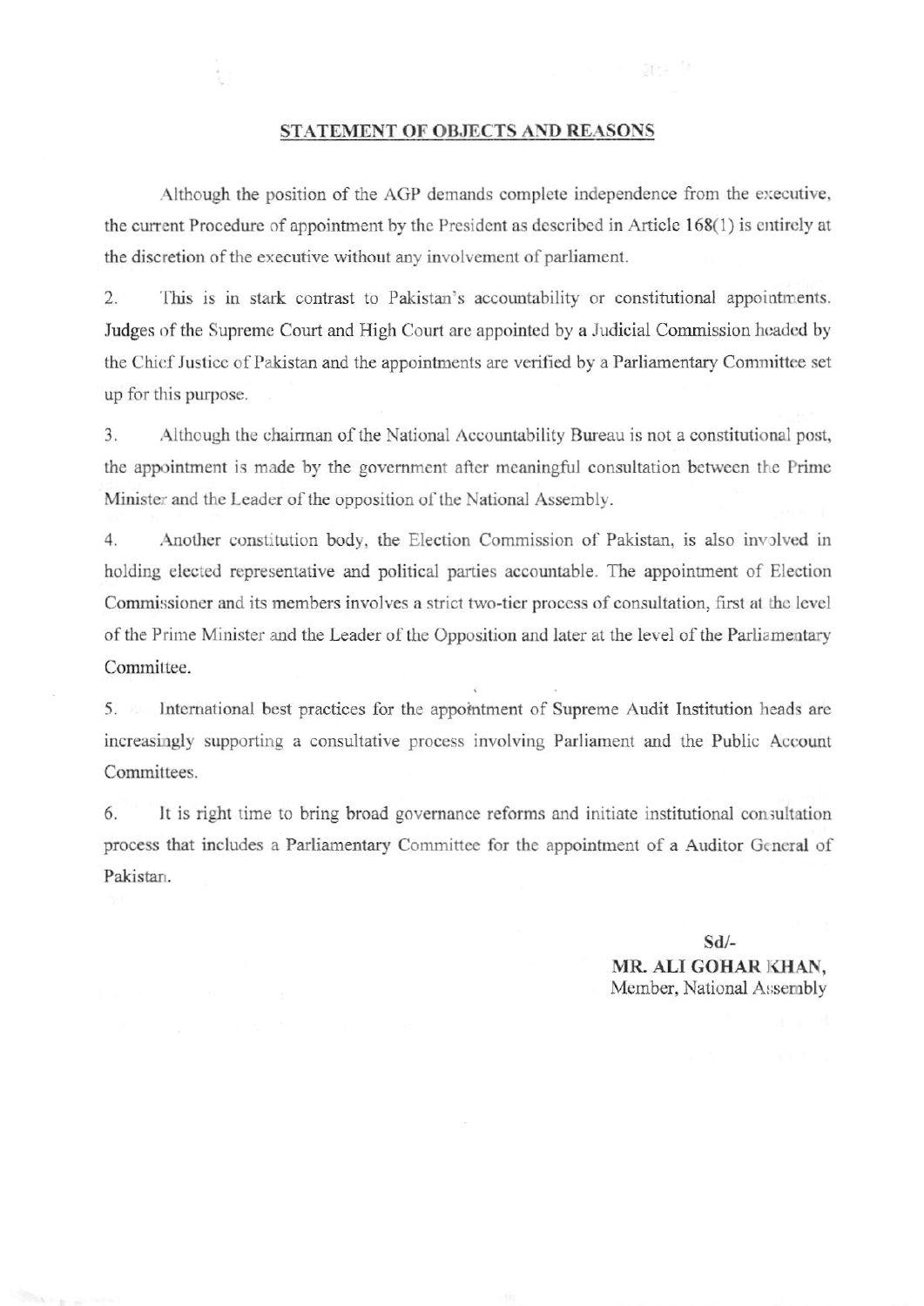## STATEMENT OF OBJECTS AND REASONS

Although the position of the AGP demands complete independence from the executive, the current Procedure of appointment by the President as described in Article 168(1) is entirely at the discretion of the executive without any involvement of parliament.

2. This is in stark contrast to Pakistan's accountability or constitutional appointments. Judges of the Supreme Court and High Court are appointed by a Judicial Commission headed by the Chief Justice of Pakistan and the appointments are verified by a Parliamentary Committee set up for this purpose.

3. Although the chairman of the National Accountability Bureau is not a constitutional post, the appointment is made by the government after meaningful consultation between the Prime Minister and the Leader of the opposition of the National Assembly.

4. Another constitution body, the Election Commission of Pakistan, is also involved in holding elected representative and political parties accountable. The appointment of Election Commissioner and its members involves a strict two-tier process of consultation, first at the level of the Prime Minister and the Leader of the Opposition and later at the level of the Parliamentary Committee.

5. International best practices for the appointment of Supreme Audit Institution heads are increasingly supporting a consultative process involving Parliament and the Public Account Committees.

6. It is right time to bring broad governance reforms and initiate institutional consultation process that includes a Parliamentary Committee for the appointment of a Auditor General of Pakistan.

Sd/-
**MR. ALI GOHAR KHAN,**
Member, National Assembly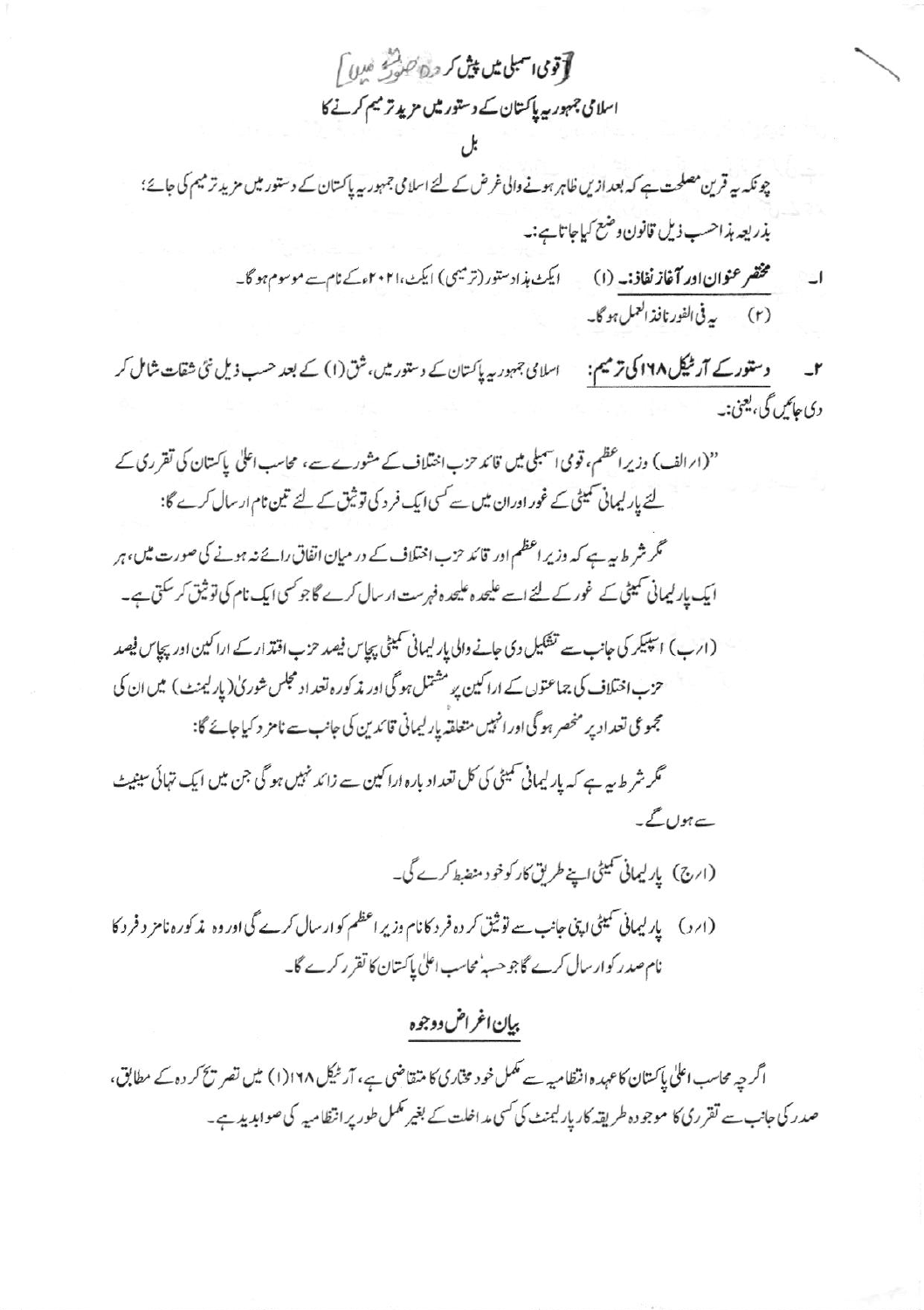[قومی اسمبلی میں پیش کردہ صورت میں]

## اسلامی جمہوریہ پاکستان کے دستور میں مزید ترمیم کرنے کا

## بل

چونکہ یہ قرین مصلحت ہے کہ بعد ازیں ظاہر ہونے والی غرض کے لئے اسلامی جمہوریہ پاکستان کے دستور میں مزید ترمیم کی جائے؛

بذریعہ ہذا حسب ذیل قانون وضع کیا جاتا ہے:۔

۱۔ **مختصر عنوان اور آغاز نفاذ:۔** (۱) ایکٹ ہذا دستور (ترمیمی) ایکٹ، ۲۰۲۱ء کے نام سے موسوم ہو گا۔

(۲) یہ فی الفور نافذ العمل ہو گا۔

۲۔ **دستور کے آرٹیکل ۱۶۸ کی ترمیم:** اسلامی جمہوریہ پاکستان کے دستور میں، شق (۱) کے بعد حسب ذیل نئی شقات شامل کر دی جائیں گی، یعنی:۔

"(۱الف) وزیر اعظم، قومی اسمبلی میں قائد حزب اختلاف کے مشورے سے، محاسب اعلیٰ پاکستان کی تقرری کے لئے پارلیمانی کمیٹی کے غور اور ان میں سے کسی ایک فرد کی توثیق کے لئے تین نام ارسال کرے گا:

مگر شرط یہ ہے کہ وزیر اعظم اور قائد حزب اختلاف کے درمیان اتفاق رائے نہ ہونے کی صورت میں، ہر ایک پارلیمانی کمیٹی کے غور کے لئے اسے علیحدہ علیحدہ فہرست ارسال کرے گا جو کسی ایک نام کی توثیق کر سکتی ہے۔

(۱ب) اسپیکر کی جانب سے تشکیل دی جانے والی پارلیمانی کمیٹی پچاس فیصد حزب اقتدار کے اراکین اور پچاس فیصد حزب اختلاف کی جماعتوں کے اراکین پر مشتمل ہو گی اور مذکورہ تعداد مجلس شوریٰ (پارلیمنٹ) میں ان کی مجموعی تعداد پر منحصر ہو گی اور انہیں متعلقہ پارلیمانی قائدین کی جانب سے نامزد کیا جائے گا:

مگر شرط یہ ہے کہ پارلیمانی کمیٹی کی کل تعداد بارہ اراکین سے زائد نہیں ہو گی جن میں ایک تہائی سینیٹ سے ہوں گے۔

(۱ج) پارلیمانی کمیٹی اپنے طریق کار کو خود منضبط کرے گی۔

(۱د) پارلیمانی کمیٹی اپنی جانب سے توثیق کردہ فرد کا نام وزیر اعظم کو ارسال کرے گی اور وہ مذکورہ نامزد فرد کا نام صدر کو ارسال کرے گا جو حسبہٗ محاسب اعلیٰ پاکستان کا تقرر کرے گا۔

## بیان اغراض و وجوہ

اگرچہ محاسب اعلیٰ پاکستان کا عہدہ انتظامیہ سے مکمل خود مختاری کا متقاضی ہے، آرٹیکل ۱۶۸(۱) میں تصریح کردہ کے مطابق، صدر کی جانب سے تقرری کا موجودہ طریقہ کار پارلیمنٹ کی کسی مداخلت کے بغیر مکمل طور پر انتظامیہ کی صوابدید ہے۔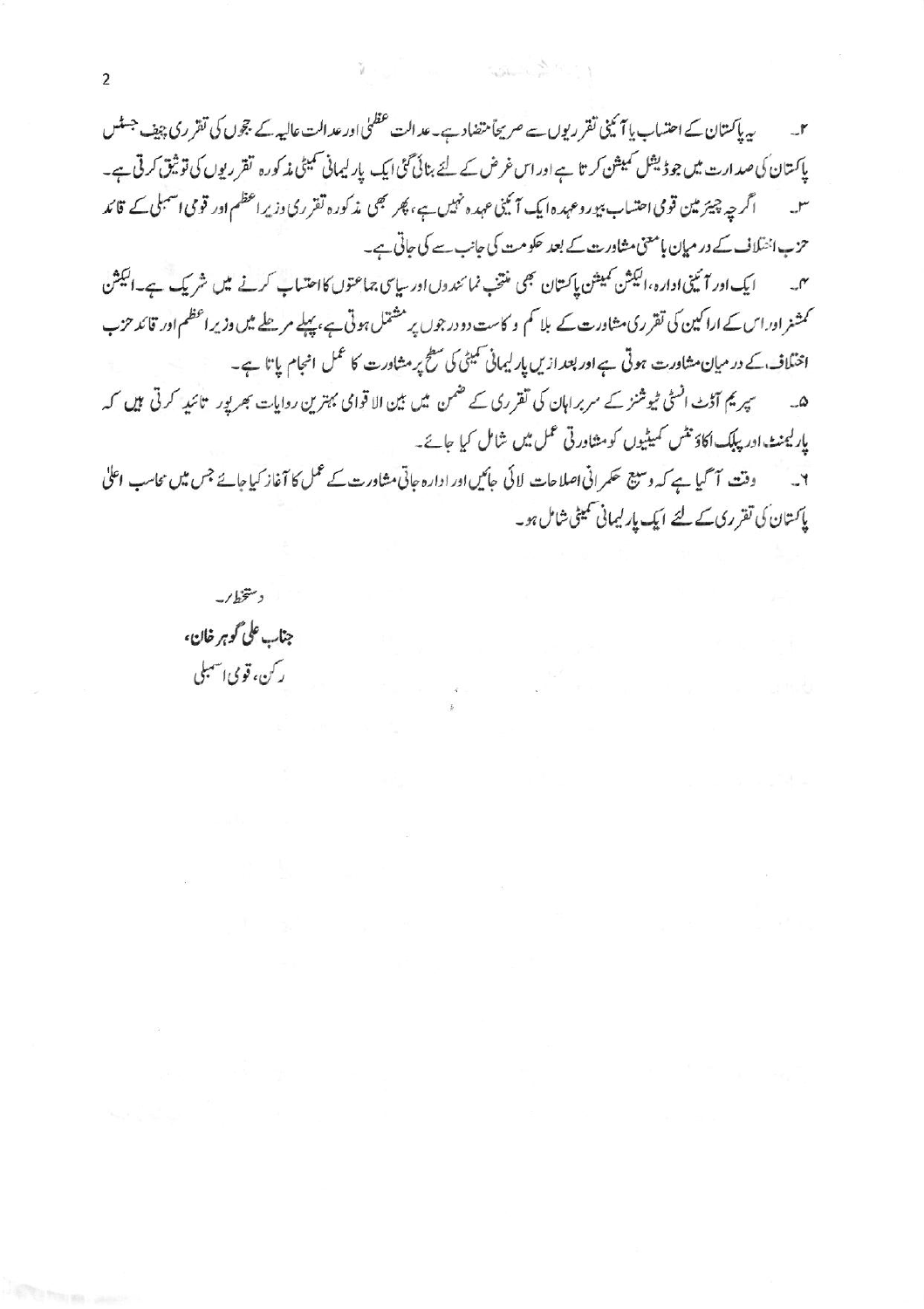۲۔ یہ پاکستان کے احتساب یا آئینی تقرریوں سے صریحاً متضاد ہے۔ عدالت عظمیٰ اور عدالت عالیہ کے ججوں کی تقرری چیف جسٹس پاکستان کی صدارت میں جوڈیشل کمیشن کرتا ہے اور اس غرض کے لئے بنائی گئی ایک پارلیمانی کمیٹی مذکورہ تقرریوں کی توثیق کرتی ہے۔

۳۔ اگرچہ چیئرمین قومی احتساب بیورو عہدہ ایک آئینی عہدہ نہیں ہے، پھر بھی مذکورہ تقرری وزیر اعظم اور قومی اسمبلی کے قائد حزب اختلاف کے درمیان بامعنی مشاورت کے بعد حکومت کی جانب سے کی جاتی ہے۔

۴۔ ایک اور آئینی ادارہ، الیکشن کمیشن پاکستان بھی منتخب نمائندوں اور سیاسی جماعتوں کا احتساب کرنے میں شریک ہے۔ الیکشن کمشنر اور اس کے اراکین کی تقرری مشاورت کے بلا کم و کاست دو درجوں پر مشتمل ہوتی ہے، پہلے مرحلے میں وزیر اعظم اور قائد حزب اختلاف کے درمیان مشاورت ہوتی ہے اور بعد ازیں پارلیمانی کمیٹی کی سطح پر مشاورت کا عمل انجام پاتا ہے۔

۵۔ سپریم آڈٹ انسٹی ٹیوشنز کے سربراہان کی تقرری کے ضمن میں بین الاقوامی بہترین روایات بھرپور تائید کرتی ہیں کہ پارلیمنٹ اور پبلک اکاؤنٹس کمیٹیوں کو مشاورتی عمل میں شامل کیا جائے۔

۶۔ وقت آ گیا ہے کہ وسیع حکمرانی اصلاحات لائی جائیں اور ادارہ جاتی مشاورت کے عمل کا آغاز کیا جائے جس میں محاسب اعلیٰ پاکستان کی تقرری کے لئے ایک پارلیمانی کمیٹی شامل ہو۔

دستخط/-

**جناب علی گوہر خان،**

رکن، قومی اسمبلی